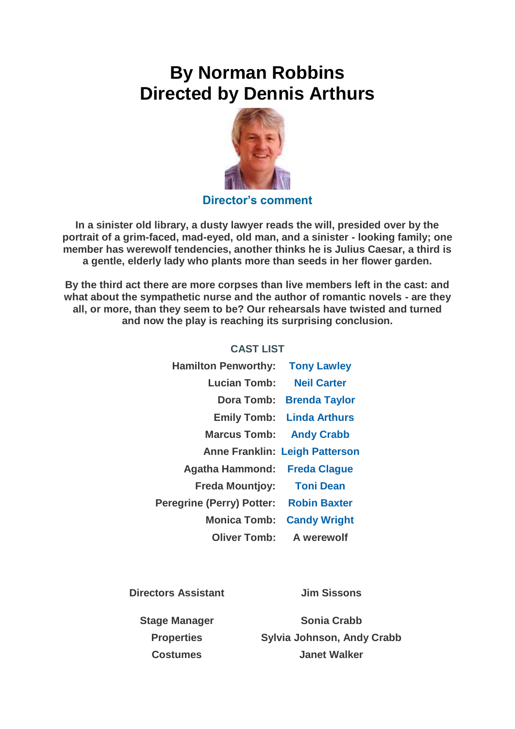# By Norman Robbins
# Directed by Dennis Arthurs

## Director's comment

**In a sinister old library, a dusty lawyer reads the will, presided over by the portrait of a grim-faced, mad-eyed, old man, and a sinister - looking family; one member has werewolf tendencies, another thinks he is Julius Caesar, a third is a gentle, elderly lady who plants more than seeds in her flower garden.**

**By the third act there are more corpses than live members left in the cast: and what about the sympathetic nurse and the author of romantic novels - are they all, or more, than they seem to be? Our rehearsals have twisted and turned and now the play is reaching its surprising conclusion.**

### CAST LIST

| Role | Actor |
| --- | --- |
| Hamilton Penworthy: | Tony Lawley |
| Lucian Tomb: | Neil Carter |
| Dora Tomb: | Brenda Taylor |
| Emily Tomb: | Linda Arthurs |
| Marcus Tomb: | Andy Crabb |
| Anne Franklin: | Leigh Patterson |
| Agatha Hammond: | Freda Clague |
| Freda Mountjoy: | Toni Dean |
| Peregrine (Perry) Potter: | Robin Baxter |
| Monica Tomb: | Candy Wright |
| Oliver Tomb: | A werewolf |

| Role | Name |
| --- | --- |
| Directors Assistant | Jim Sissons |
| Stage Manager | Sonia Crabb |
| Properties | Sylvia Johnson, Andy Crabb |
| Costumes | Janet Walker |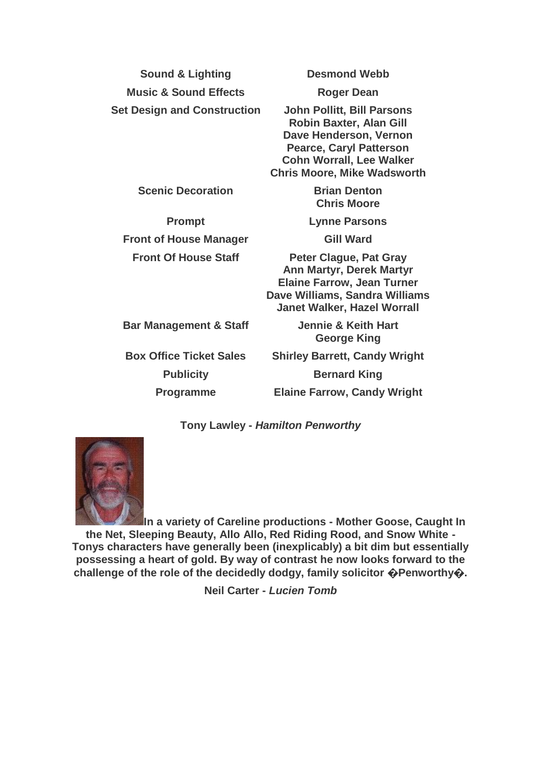| | |
|---|---|
| **Sound & Lighting** | **Desmond Webb** |
| **Music & Sound Effects** | **Roger Dean** |
| **Set Design and Construction** | **John Pollitt, Bill Parsons Robin Baxter, Alan Gill Dave Henderson, Vernon Pearce, Caryl Patterson Cohn Worrall, Lee Walker Chris Moore, Mike Wadsworth** |
| **Scenic Decoration** | **Brian Denton Chris Moore** |
| **Prompt** | **Lynne Parsons** |
| **Front of House Manager** | **Gill Ward** |
| **Front Of House Staff** | **Peter Clague, Pat Gray Ann Martyr, Derek Martyr Elaine Farrow, Jean Turner Dave Williams, Sandra Williams Janet Walker, Hazel Worrall** |
| **Bar Management & Staff** | **Jennie & Keith Hart George King** |
| **Box Office Ticket Sales** | **Shirley Barrett, Candy Wright** |
| **Publicity** | **Bernard King** |
| **Programme** | **Elaine Farrow, Candy Wright** |

**Tony Lawley -** ***Hamilton Penworthy***

**In a variety of Careline productions - Mother Goose, Caught In the Net, Sleeping Beauty, Allo Allo, Red Riding Rood, and Snow White - Tonys characters have generally been (inexplicably) a bit dim but essentially possessing a heart of gold. By way of contrast he now looks forward to the challenge of the role of the decidedly dodgy, family solicitor �Penworthy�.**

**Neil Carter -** ***Lucien Tomb***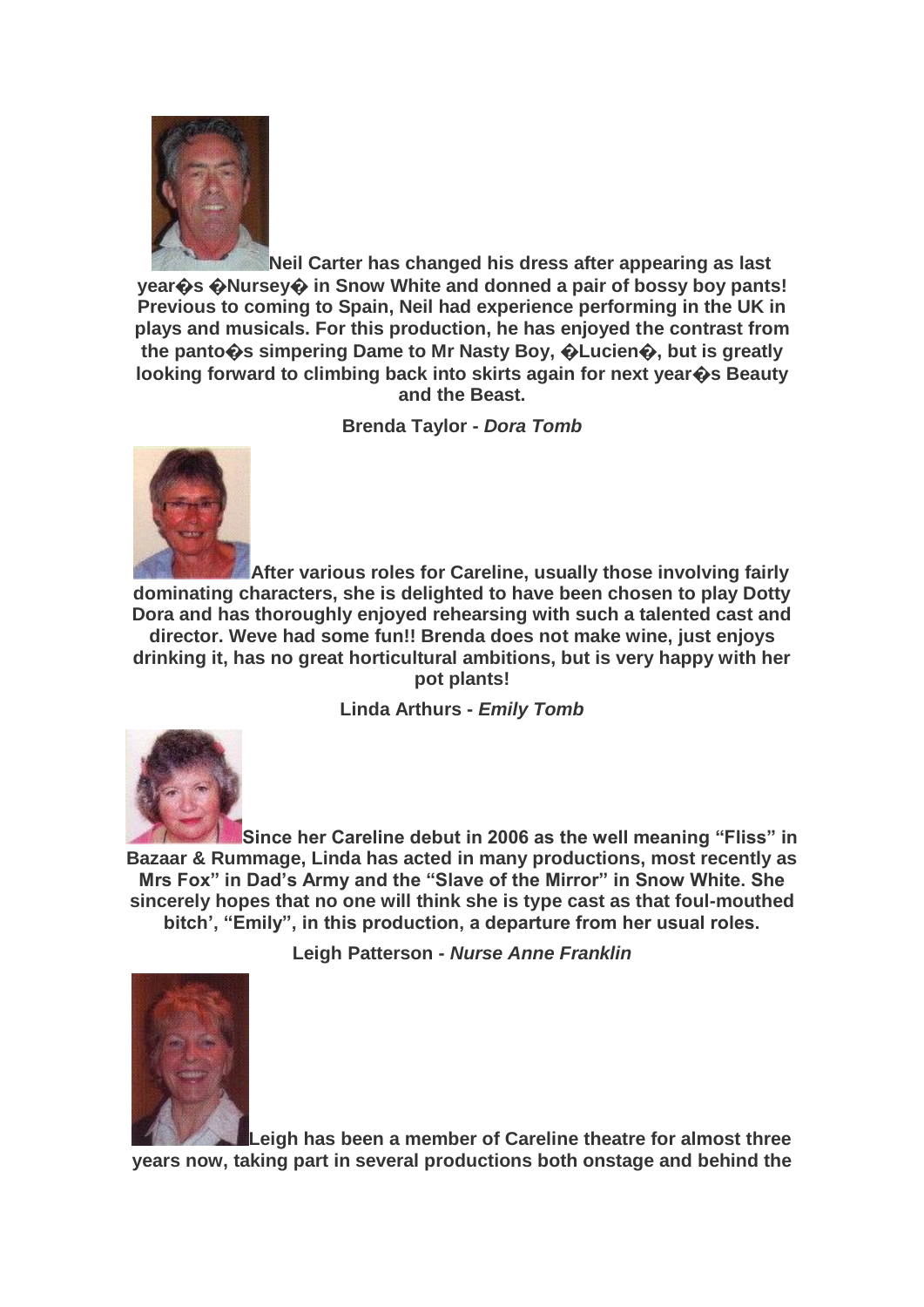**Neil Carter has changed his dress after appearing as last year�s �Nursey� in Snow White and donned a pair of bossy boy pants! Previous to coming to Spain, Neil had experience performing in the UK in plays and musicals. For this production, he has enjoyed the contrast from the panto�s simpering Dame to Mr Nasty Boy, �Lucien�, but is greatly looking forward to climbing back into skirts again for next year�s Beauty and the Beast.**

**Brenda Taylor - *Dora Tomb***

**After various roles for Careline, usually those involving fairly dominating characters, she is delighted to have been chosen to play Dotty Dora and has thoroughly enjoyed rehearsing with such a talented cast and director. Weve had some fun!! Brenda does not make wine, just enjoys drinking it, has no great horticultural ambitions, but is very happy with her pot plants!**

**Linda Arthurs - *Emily Tomb***

**Since her Careline debut in 2006 as the well meaning "Fliss" in Bazaar & Rummage, Linda has acted in many productions, most recently as Mrs Fox" in Dad's Army and the "Slave of the Mirror" in Snow White. She sincerely hopes that no one will think she is type cast as that foul-mouthed bitch', "Emily", in this production, a departure from her usual roles.**

**Leigh Patterson - *Nurse Anne Franklin***

**Leigh has been a member of Careline theatre for almost three years now, taking part in several productions both onstage and behind the**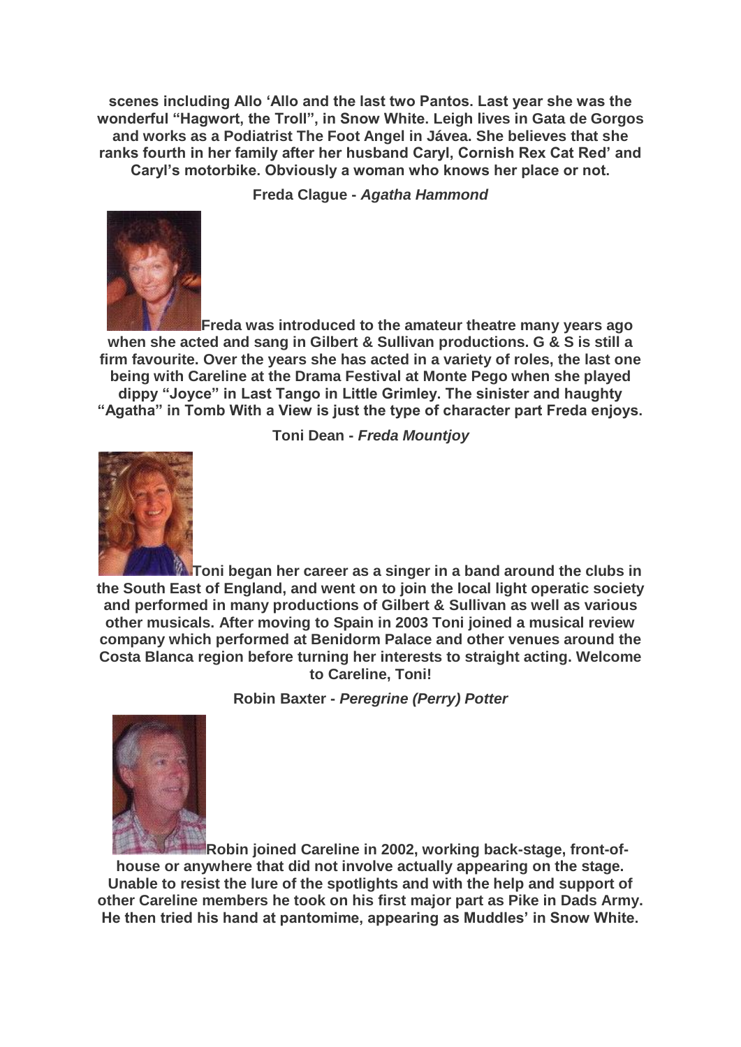**scenes including Allo 'Allo and the last two Pantos. Last year she was the wonderful "Hagwort, the Troll", in Snow White. Leigh lives in Gata de Gorgos and works as a Podiatrist The Foot Angel in Jávea. She believes that she ranks fourth in her family after her husband Caryl, Cornish Rex Cat Red' and Caryl's motorbike. Obviously a woman who knows her place or not.**

**Freda Clague -** ***Agatha Hammond***

**Freda was introduced to the amateur theatre many years ago when she acted and sang in Gilbert & Sullivan productions. G & S is still a firm favourite. Over the years she has acted in a variety of roles, the last one being with Careline at the Drama Festival at Monte Pego when she played dippy "Joyce" in Last Tango in Little Grimley. The sinister and haughty "Agatha" in Tomb With a View is just the type of character part Freda enjoys.**

**Toni Dean -** ***Freda Mountjoy***

**Toni began her career as a singer in a band around the clubs in the South East of England, and went on to join the local light operatic society and performed in many productions of Gilbert & Sullivan as well as various other musicals. After moving to Spain in 2003 Toni joined a musical review company which performed at Benidorm Palace and other venues around the Costa Blanca region before turning her interests to straight acting. Welcome to Careline, Toni!**

**Robin Baxter -** ***Peregrine (Perry) Potter***

**Robin joined Careline in 2002, working back-stage, front-of-house or anywhere that did not involve actually appearing on the stage. Unable to resist the lure of the spotlights and with the help and support of other Careline members he took on his first major part as Pike in Dads Army. He then tried his hand at pantomime, appearing as Muddles' in Snow White.**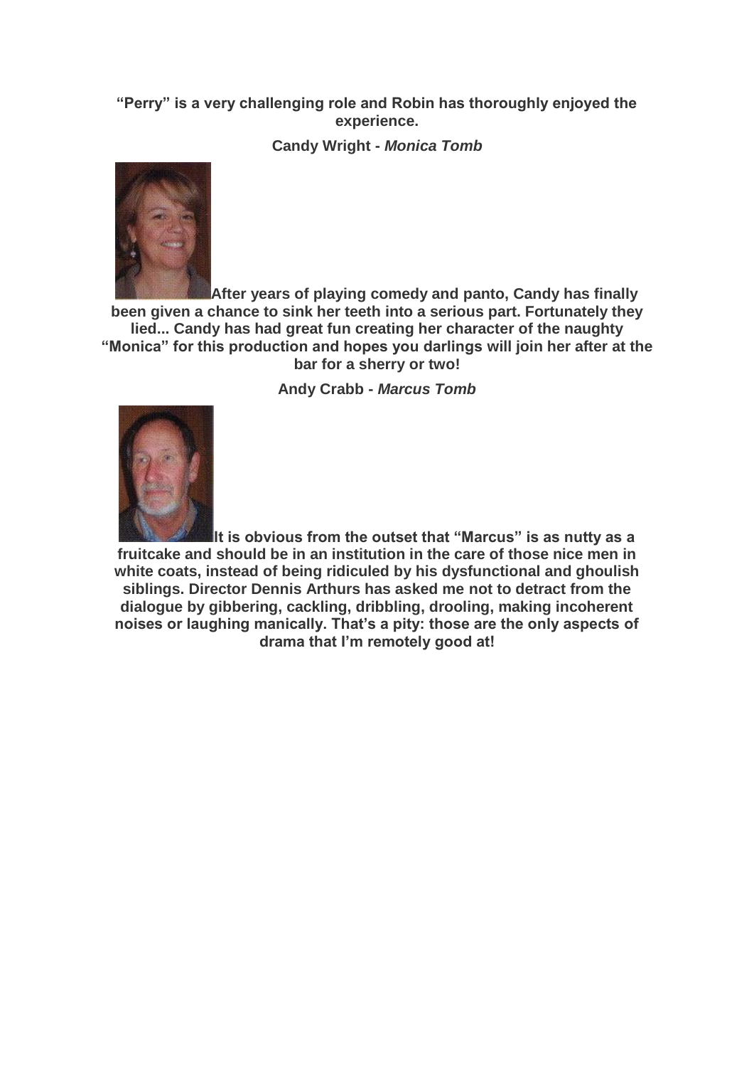**"Perry" is a very challenging role and Robin has thoroughly enjoyed the experience.**

**Candy Wright - *Monica Tomb***

**After years of playing comedy and panto, Candy has finally been given a chance to sink her teeth into a serious part. Fortunately they lied... Candy has had great fun creating her character of the naughty "Monica" for this production and hopes you darlings will join her after at the bar for a sherry or two!**

**Andy Crabb - *Marcus Tomb***

**It is obvious from the outset that "Marcus" is as nutty as a fruitcake and should be in an institution in the care of those nice men in white coats, instead of being ridiculed by his dysfunctional and ghoulish siblings. Director Dennis Arthurs has asked me not to detract from the dialogue by gibbering, cackling, dribbling, drooling, making incoherent noises or laughing manically. That's a pity: those are the only aspects of drama that I'm remotely good at!**